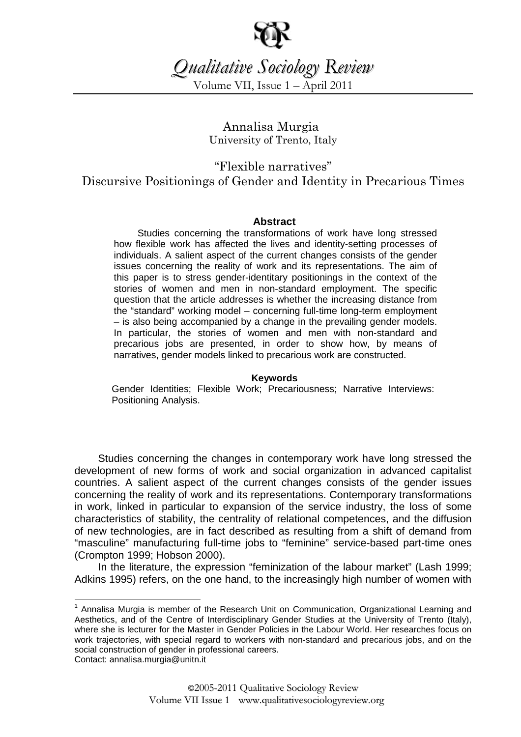# *Qualitative Sociology Review*

Volume VII, Issue 1 – April 2011

Annalisa Murgia
University of Trento, Italy

## "Flexible narratives" Discursive Positionings of Gender and Identity in Precarious Times

### Abstract

Studies concerning the transformations of work have long stressed how flexible work has affected the lives and identity-setting processes of individuals. A salient aspect of the current changes consists of the gender issues concerning the reality of work and its representations. The aim of this paper is to stress gender-identitary positionings in the context of the stories of women and men in non-standard employment. The specific question that the article addresses is whether the increasing distance from the "standard" working model – concerning full-time long-term employment – is also being accompanied by a change in the prevailing gender models. In particular, the stories of women and men with non-standard and precarious jobs are presented, in order to show how, by means of narratives, gender models linked to precarious work are constructed.

### Keywords

Gender Identities; Flexible Work; Precariousness; Narrative Interviews: Positioning Analysis.

Studies concerning the changes in contemporary work have long stressed the development of new forms of work and social organization in advanced capitalist countries. A salient aspect of the current changes consists of the gender issues concerning the reality of work and its representations. Contemporary transformations in work, linked in particular to expansion of the service industry, the loss of some characteristics of stability, the centrality of relational competences, and the diffusion of new technologies, are in fact described as resulting from a shift of demand from "masculine" manufacturing full-time jobs to "feminine" service-based part-time ones (Crompton 1999; Hobson 2000).

In the literature, the expression "feminization of the labour market" (Lash 1999; Adkins 1995) refers, on the one hand, to the increasingly high number of women with

[1] Annalisa Murgia is member of the Research Unit on Communication, Organizational Learning and Aesthetics, and of the Centre of Interdisciplinary Gender Studies at the University of Trento (Italy), where she is lecturer for the Master in Gender Policies in the Labour World. Her researches focus on work trajectories, with special regard to workers with non-standard and precarious jobs, and on the social construction of gender in professional careers.
Contact: annalisa.murgia@unitn.it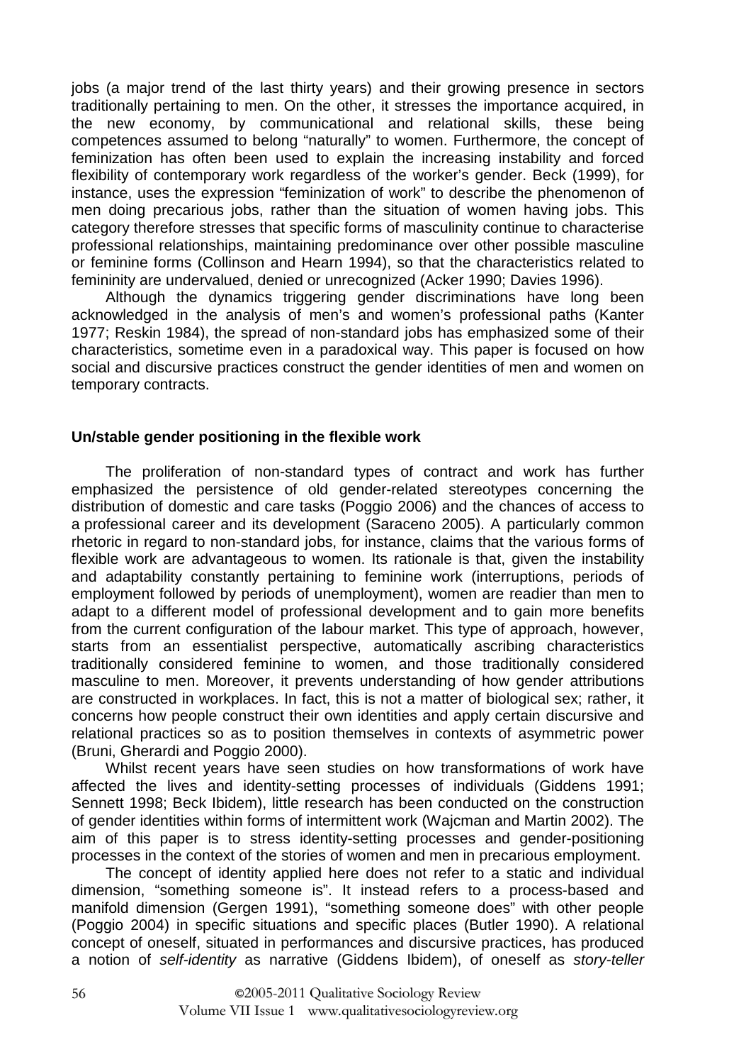jobs (a major trend of the last thirty years) and their growing presence in sectors traditionally pertaining to men. On the other, it stresses the importance acquired, in the new economy, by communicational and relational skills, these being competences assumed to belong "naturally" to women. Furthermore, the concept of feminization has often been used to explain the increasing instability and forced flexibility of contemporary work regardless of the worker's gender. Beck (1999), for instance, uses the expression "feminization of work" to describe the phenomenon of men doing precarious jobs, rather than the situation of women having jobs. This category therefore stresses that specific forms of masculinity continue to characterise professional relationships, maintaining predominance over other possible masculine or feminine forms (Collinson and Hearn 1994), so that the characteristics related to femininity are undervalued, denied or unrecognized (Acker 1990; Davies 1996).

Although the dynamics triggering gender discriminations have long been acknowledged in the analysis of men's and women's professional paths (Kanter 1977; Reskin 1984), the spread of non-standard jobs has emphasized some of their characteristics, sometime even in a paradoxical way. This paper is focused on how social and discursive practices construct the gender identities of men and women on temporary contracts.

## Un/stable gender positioning in the flexible work

The proliferation of non-standard types of contract and work has further emphasized the persistence of old gender-related stereotypes concerning the distribution of domestic and care tasks (Poggio 2006) and the chances of access to a professional career and its development (Saraceno 2005). A particularly common rhetoric in regard to non-standard jobs, for instance, claims that the various forms of flexible work are advantageous to women. Its rationale is that, given the instability and adaptability constantly pertaining to feminine work (interruptions, periods of employment followed by periods of unemployment), women are readier than men to adapt to a different model of professional development and to gain more benefits from the current configuration of the labour market. This type of approach, however, starts from an essentialist perspective, automatically ascribing characteristics traditionally considered feminine to women, and those traditionally considered masculine to men. Moreover, it prevents understanding of how gender attributions are constructed in workplaces. In fact, this is not a matter of biological sex; rather, it concerns how people construct their own identities and apply certain discursive and relational practices so as to position themselves in contexts of asymmetric power (Bruni, Gherardi and Poggio 2000).

Whilst recent years have seen studies on how transformations of work have affected the lives and identity-setting processes of individuals (Giddens 1991; Sennett 1998; Beck Ibidem), little research has been conducted on the construction of gender identities within forms of intermittent work (Wajcman and Martin 2002). The aim of this paper is to stress identity-setting processes and gender-positioning processes in the context of the stories of women and men in precarious employment.

The concept of identity applied here does not refer to a static and individual dimension, "something someone is". It instead refers to a process-based and manifold dimension (Gergen 1991), "something someone does" with other people (Poggio 2004) in specific situations and specific places (Butler 1990). A relational concept of oneself, situated in performances and discursive practices, has produced a notion of *self-identity* as narrative (Giddens Ibidem), of oneself as *story-teller*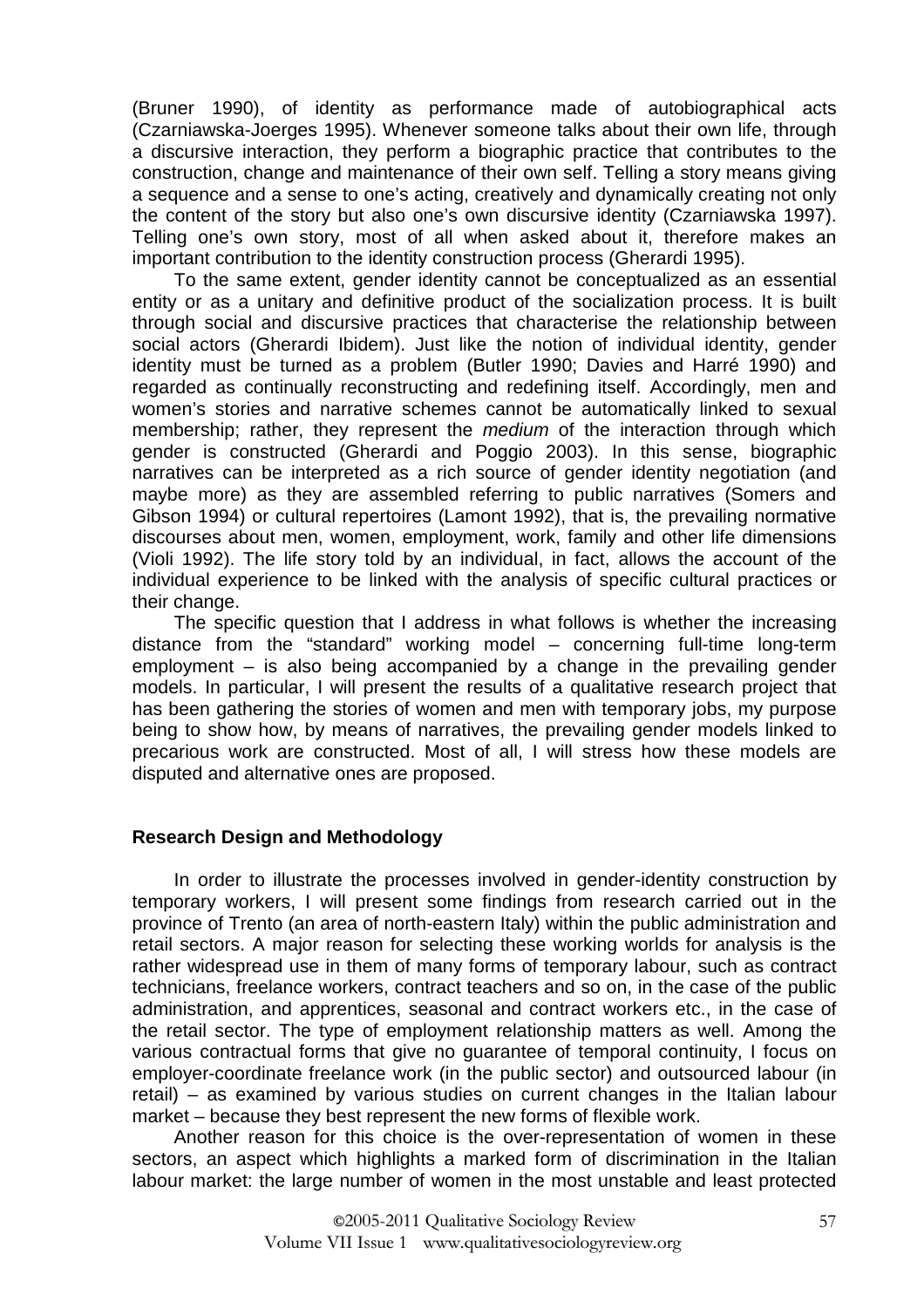(Bruner 1990), of identity as performance made of autobiographical acts (Czarniawska-Joerges 1995). Whenever someone talks about their own life, through a discursive interaction, they perform a biographic practice that contributes to the construction, change and maintenance of their own self. Telling a story means giving a sequence and a sense to one's acting, creatively and dynamically creating not only the content of the story but also one's own discursive identity (Czarniawska 1997). Telling one's own story, most of all when asked about it, therefore makes an important contribution to the identity construction process (Gherardi 1995).

To the same extent, gender identity cannot be conceptualized as an essential entity or as a unitary and definitive product of the socialization process. It is built through social and discursive practices that characterise the relationship between social actors (Gherardi Ibidem). Just like the notion of individual identity, gender identity must be turned as a problem (Butler 1990; Davies and Harré 1990) and regarded as continually reconstructing and redefining itself. Accordingly, men and women's stories and narrative schemes cannot be automatically linked to sexual membership; rather, they represent the *medium* of the interaction through which gender is constructed (Gherardi and Poggio 2003). In this sense, biographic narratives can be interpreted as a rich source of gender identity negotiation (and maybe more) as they are assembled referring to public narratives (Somers and Gibson 1994) or cultural repertoires (Lamont 1992), that is, the prevailing normative discourses about men, women, employment, work, family and other life dimensions (Violi 1992). The life story told by an individual, in fact, allows the account of the individual experience to be linked with the analysis of specific cultural practices or their change.

The specific question that I address in what follows is whether the increasing distance from the "standard" working model – concerning full-time long-term employment – is also being accompanied by a change in the prevailing gender models. In particular, I will present the results of a qualitative research project that has been gathering the stories of women and men with temporary jobs, my purpose being to show how, by means of narratives, the prevailing gender models linked to precarious work are constructed. Most of all, I will stress how these models are disputed and alternative ones are proposed.

## Research Design and Methodology

In order to illustrate the processes involved in gender-identity construction by temporary workers, I will present some findings from research carried out in the province of Trento (an area of north-eastern Italy) within the public administration and retail sectors. A major reason for selecting these working worlds for analysis is the rather widespread use in them of many forms of temporary labour, such as contract technicians, freelance workers, contract teachers and so on, in the case of the public administration, and apprentices, seasonal and contract workers etc., in the case of the retail sector. The type of employment relationship matters as well. Among the various contractual forms that give no guarantee of temporal continuity, I focus on employer-coordinate freelance work (in the public sector) and outsourced labour (in retail) – as examined by various studies on current changes in the Italian labour market – because they best represent the new forms of flexible work.

Another reason for this choice is the over-representation of women in these sectors, an aspect which highlights a marked form of discrimination in the Italian labour market: the large number of women in the most unstable and least protected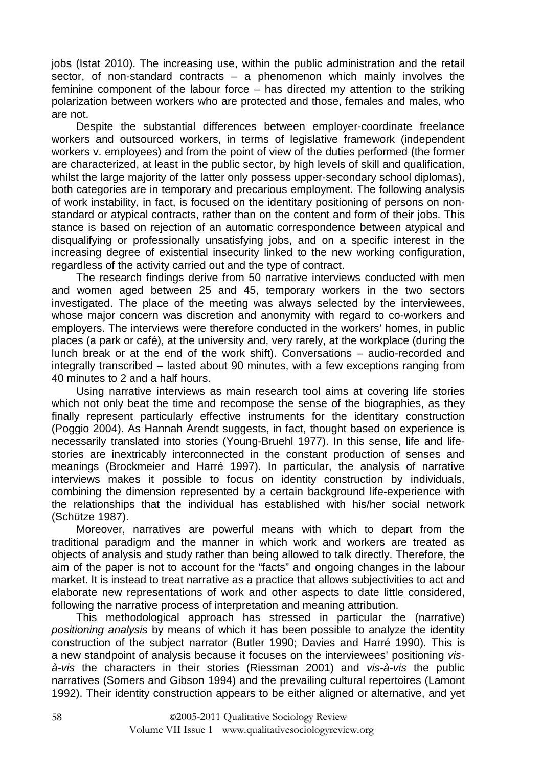jobs (Istat 2010). The increasing use, within the public administration and the retail sector, of non-standard contracts – a phenomenon which mainly involves the feminine component of the labour force – has directed my attention to the striking polarization between workers who are protected and those, females and males, who are not.

Despite the substantial differences between employer-coordinate freelance workers and outsourced workers, in terms of legislative framework (independent workers v. employees) and from the point of view of the duties performed (the former are characterized, at least in the public sector, by high levels of skill and qualification, whilst the large majority of the latter only possess upper-secondary school diplomas), both categories are in temporary and precarious employment. The following analysis of work instability, in fact, is focused on the identitary positioning of persons on non-standard or atypical contracts, rather than on the content and form of their jobs. This stance is based on rejection of an automatic correspondence between atypical and disqualifying or professionally unsatisfying jobs, and on a specific interest in the increasing degree of existential insecurity linked to the new working configuration, regardless of the activity carried out and the type of contract.

The research findings derive from 50 narrative interviews conducted with men and women aged between 25 and 45, temporary workers in the two sectors investigated. The place of the meeting was always selected by the interviewees, whose major concern was discretion and anonymity with regard to co-workers and employers. The interviews were therefore conducted in the workers' homes, in public places (a park or café), at the university and, very rarely, at the workplace (during the lunch break or at the end of the work shift). Conversations – audio-recorded and integrally transcribed – lasted about 90 minutes, with a few exceptions ranging from 40 minutes to 2 and a half hours.

Using narrative interviews as main research tool aims at covering life stories which not only beat the time and recompose the sense of the biographies, as they finally represent particularly effective instruments for the identitary construction (Poggio 2004). As Hannah Arendt suggests, in fact, thought based on experience is necessarily translated into stories (Young-Bruehl 1977). In this sense, life and life-stories are inextricably interconnected in the constant production of senses and meanings (Brockmeier and Harré 1997). In particular, the analysis of narrative interviews makes it possible to focus on identity construction by individuals, combining the dimension represented by a certain background life-experience with the relationships that the individual has established with his/her social network (Schütze 1987).

Moreover, narratives are powerful means with which to depart from the traditional paradigm and the manner in which work and workers are treated as objects of analysis and study rather than being allowed to talk directly. Therefore, the aim of the paper is not to account for the "facts" and ongoing changes in the labour market. It is instead to treat narrative as a practice that allows subjectivities to act and elaborate new representations of work and other aspects to date little considered, following the narrative process of interpretation and meaning attribution.

This methodological approach has stressed in particular the (narrative) *positioning analysis* by means of which it has been possible to analyze the identity construction of the subject narrator (Butler 1990; Davies and Harré 1990). This is a new standpoint of analysis because it focuses on the interviewees' positioning *vis-à-vis* the characters in their stories (Riessman 2001) and *vis-à-vis* the public narratives (Somers and Gibson 1994) and the prevailing cultural repertoires (Lamont 1992). Their identity construction appears to be either aligned or alternative, and yet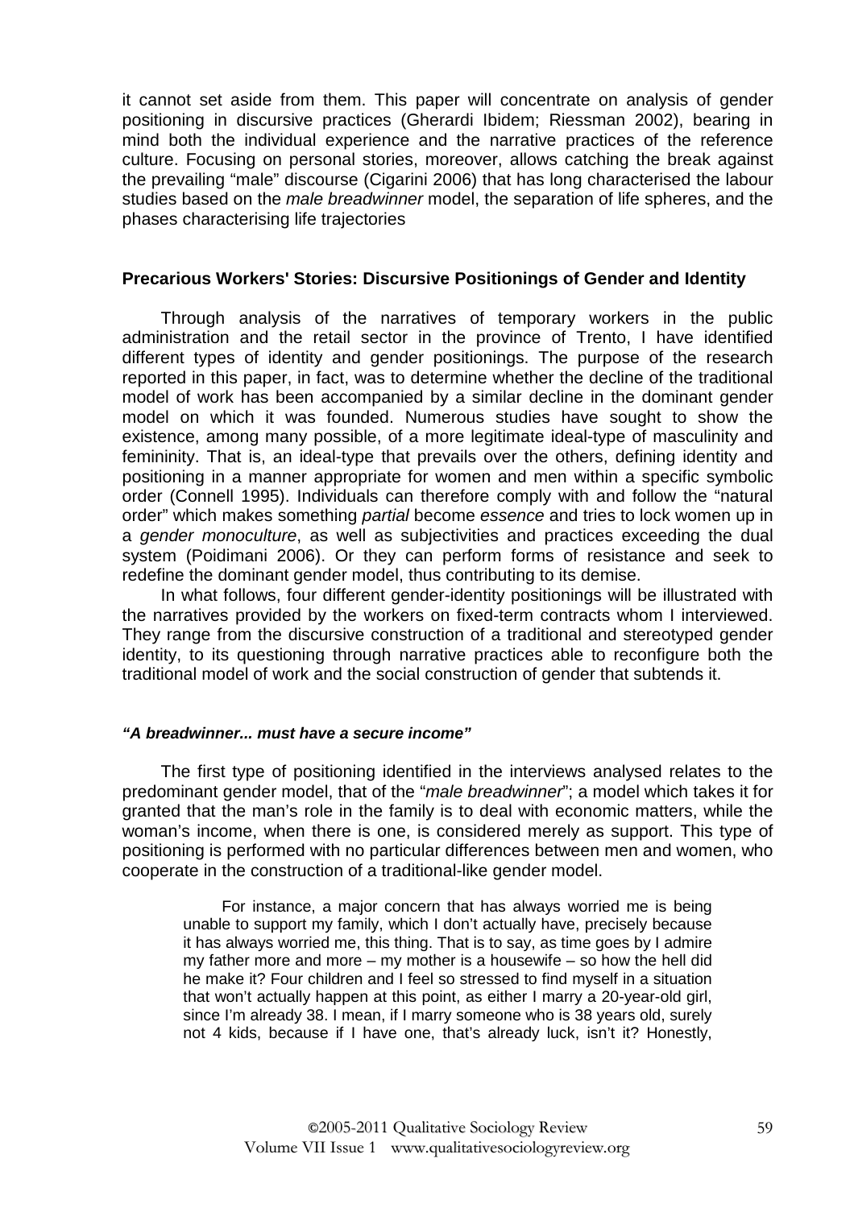it cannot set aside from them. This paper will concentrate on analysis of gender positioning in discursive practices (Gherardi Ibidem; Riessman 2002), bearing in mind both the individual experience and the narrative practices of the reference culture. Focusing on personal stories, moreover, allows catching the break against the prevailing "male" discourse (Cigarini 2006) that has long characterised the labour studies based on the *male breadwinner* model, the separation of life spheres, and the phases characterising life trajectories

## Precarious Workers' Stories: Discursive Positionings of Gender and Identity

Through analysis of the narratives of temporary workers in the public administration and the retail sector in the province of Trento, I have identified different types of identity and gender positionings. The purpose of the research reported in this paper, in fact, was to determine whether the decline of the traditional model of work has been accompanied by a similar decline in the dominant gender model on which it was founded. Numerous studies have sought to show the existence, among many possible, of a more legitimate ideal-type of masculinity and femininity. That is, an ideal-type that prevails over the others, defining identity and positioning in a manner appropriate for women and men within a specific symbolic order (Connell 1995). Individuals can therefore comply with and follow the "natural order" which makes something *partial* become *essence* and tries to lock women up in a *gender monoculture*, as well as subjectivities and practices exceeding the dual system (Poidimani 2006). Or they can perform forms of resistance and seek to redefine the dominant gender model, thus contributing to its demise.

In what follows, four different gender-identity positionings will be illustrated with the narratives provided by the workers on fixed-term contracts whom I interviewed. They range from the discursive construction of a traditional and stereotyped gender identity, to its questioning through narrative practices able to reconfigure both the traditional model of work and the social construction of gender that subtends it.

### *"A breadwinner... must have a secure income"*

The first type of positioning identified in the interviews analysed relates to the predominant gender model, that of the "*male breadwinner*"; a model which takes it for granted that the man's role in the family is to deal with economic matters, while the woman's income, when there is one, is considered merely as support. This type of positioning is performed with no particular differences between men and women, who cooperate in the construction of a traditional-like gender model.

> For instance, a major concern that has always worried me is being unable to support my family, which I don't actually have, precisely because it has always worried me, this thing. That is to say, as time goes by I admire my father more and more – my mother is a housewife – so how the hell did he make it? Four children and I feel so stressed to find myself in a situation that won't actually happen at this point, as either I marry a 20-year-old girl, since I'm already 38. I mean, if I marry someone who is 38 years old, surely not 4 kids, because if I have one, that's already luck, isn't it? Honestly,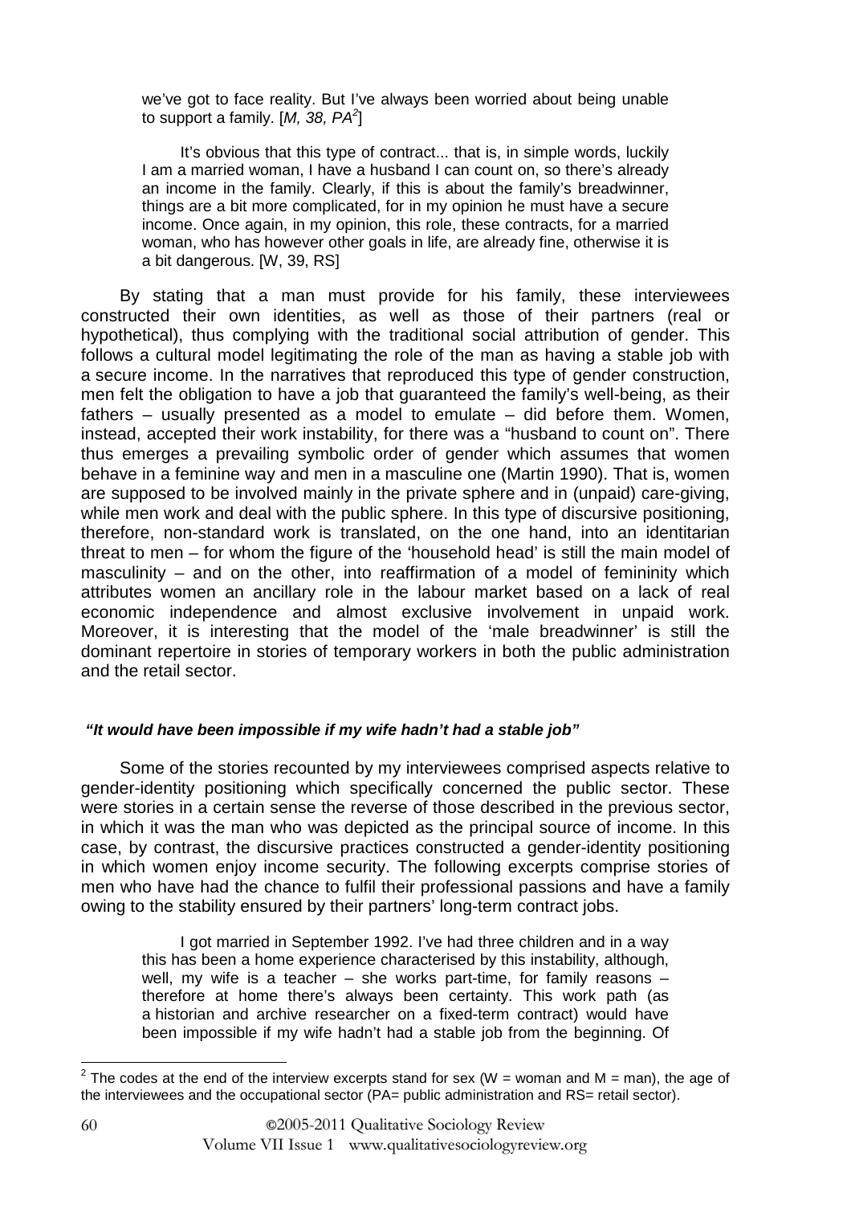> we've got to face reality. But I've always been worried about being unable to support a family. [*M, 38, PA*[2]]

> It's obvious that this type of contract... that is, in simple words, luckily I am a married woman, I have a husband I can count on, so there's already an income in the family. Clearly, if this is about the family's breadwinner, things are a bit more complicated, for in my opinion he must have a secure income. Once again, in my opinion, this role, these contracts, for a married woman, who has however other goals in life, are already fine, otherwise it is a bit dangerous. [W, 39, RS]

By stating that a man must provide for his family, these interviewees constructed their own identities, as well as those of their partners (real or hypothetical), thus complying with the traditional social attribution of gender. This follows a cultural model legitimating the role of the man as having a stable job with a secure income. In the narratives that reproduced this type of gender construction, men felt the obligation to have a job that guaranteed the family's well-being, as their fathers – usually presented as a model to emulate – did before them. Women, instead, accepted their work instability, for there was a "husband to count on". There thus emerges a prevailing symbolic order of gender which assumes that women behave in a feminine way and men in a masculine one (Martin 1990). That is, women are supposed to be involved mainly in the private sphere and in (unpaid) care-giving, while men work and deal with the public sphere. In this type of discursive positioning, therefore, non-standard work is translated, on the one hand, into an identitarian threat to men – for whom the figure of the 'household head' is still the main model of masculinity – and on the other, into reaffirmation of a model of femininity which attributes women an ancillary role in the labour market based on a lack of real economic independence and almost exclusive involvement in unpaid work. Moreover, it is interesting that the model of the 'male breadwinner' is still the dominant repertoire in stories of temporary workers in both the public administration and the retail sector.

#### ***"It would have been impossible if my wife hadn't had a stable job"***

Some of the stories recounted by my interviewees comprised aspects relative to gender-identity positioning which specifically concerned the public sector. These were stories in a certain sense the reverse of those described in the previous sector, in which it was the man who was depicted as the principal source of income. In this case, by contrast, the discursive practices constructed a gender-identity positioning in which women enjoy income security. The following excerpts comprise stories of men who have had the chance to fulfil their professional passions and have a family owing to the stability ensured by their partners' long-term contract jobs.

> I got married in September 1992. I've had three children and in a way this has been a home experience characterised by this instability, although, well, my wife is a teacher – she works part-time, for family reasons – therefore at home there's always been certainty. This work path (as a historian and archive researcher on a fixed-term contract) would have been impossible if my wife hadn't had a stable job from the beginning. Of

[2] The codes at the end of the interview excerpts stand for sex (W = woman and M = man), the age of the interviewees and the occupational sector (PA= public administration and RS= retail sector).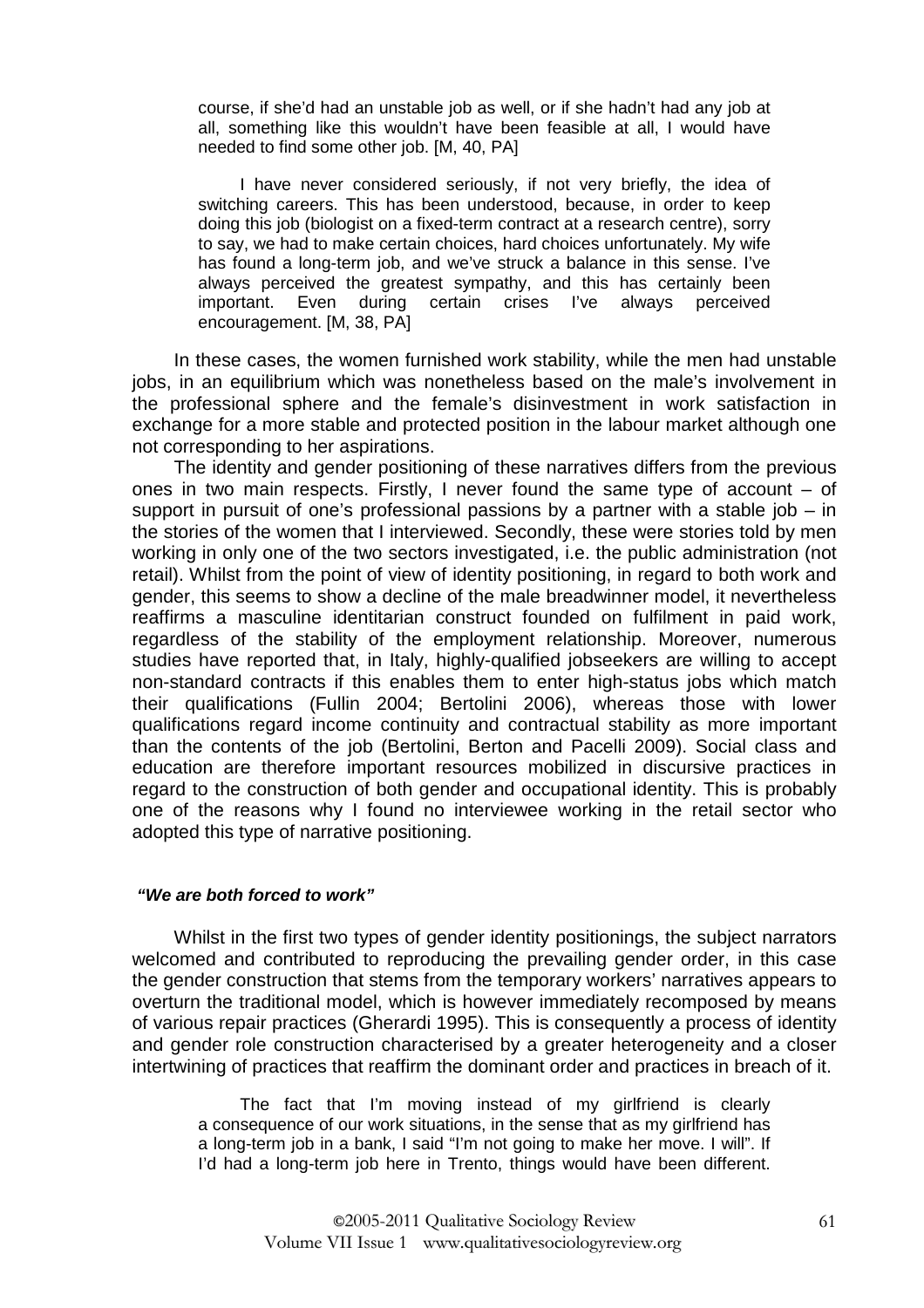> course, if she'd had an unstable job as well, or if she hadn't had any job at all, something like this wouldn't have been feasible at all, I would have needed to find some other job. [M, 40, PA]

> I have never considered seriously, if not very briefly, the idea of switching careers. This has been understood, because, in order to keep doing this job (biologist on a fixed-term contract at a research centre), sorry to say, we had to make certain choices, hard choices unfortunately. My wife has found a long-term job, and we've struck a balance in this sense. I've always perceived the greatest sympathy, and this has certainly been important. Even during certain crises I've always perceived encouragement. [M, 38, PA]

In these cases, the women furnished work stability, while the men had unstable jobs, in an equilibrium which was nonetheless based on the male's involvement in the professional sphere and the female's disinvestment in work satisfaction in exchange for a more stable and protected position in the labour market although one not corresponding to her aspirations.

The identity and gender positioning of these narratives differs from the previous ones in two main respects. Firstly, I never found the same type of account – of support in pursuit of one's professional passions by a partner with a stable job – in the stories of the women that I interviewed. Secondly, these were stories told by men working in only one of the two sectors investigated, i.e. the public administration (not retail). Whilst from the point of view of identity positioning, in regard to both work and gender, this seems to show a decline of the male breadwinner model, it nevertheless reaffirms a masculine identitarian construct founded on fulfilment in paid work, regardless of the stability of the employment relationship. Moreover, numerous studies have reported that, in Italy, highly-qualified jobseekers are willing to accept non-standard contracts if this enables them to enter high-status jobs which match their qualifications (Fullin 2004; Bertolini 2006), whereas those with lower qualifications regard income continuity and contractual stability as more important than the contents of the job (Bertolini, Berton and Pacelli 2009). Social class and education are therefore important resources mobilized in discursive practices in regard to the construction of both gender and occupational identity. This is probably one of the reasons why I found no interviewee working in the retail sector who adopted this type of narrative positioning.

#### *"We are both forced to work"*

Whilst in the first two types of gender identity positionings, the subject narrators welcomed and contributed to reproducing the prevailing gender order, in this case the gender construction that stems from the temporary workers' narratives appears to overturn the traditional model, which is however immediately recomposed by means of various repair practices (Gherardi 1995). This is consequently a process of identity and gender role construction characterised by a greater heterogeneity and a closer intertwining of practices that reaffirm the dominant order and practices in breach of it.

> The fact that I'm moving instead of my girlfriend is clearly a consequence of our work situations, in the sense that as my girlfriend has a long-term job in a bank, I said "I'm not going to make her move. I will". If I'd had a long-term job here in Trento, things would have been different.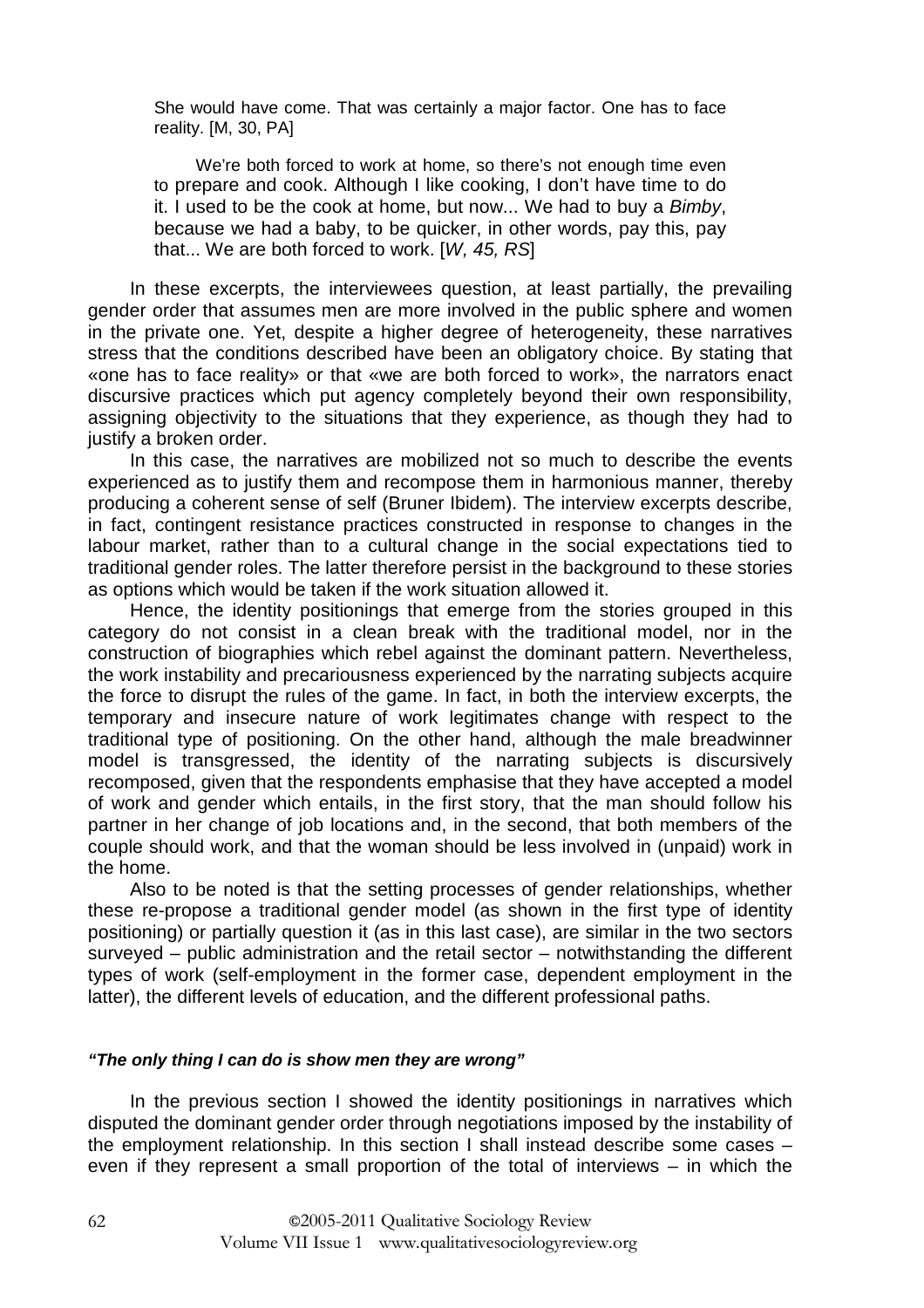> She would have come. That was certainly a major factor. One has to face reality. [M, 30, PA]

> We're both forced to work at home, so there's not enough time even to prepare and cook. Although I like cooking, I don't have time to do it. I used to be the cook at home, but now... We had to buy a *Bimby*, because we had a baby, to be quicker, in other words, pay this, pay that... We are both forced to work. [*W, 45, RS*]

In these excerpts, the interviewees question, at least partially, the prevailing gender order that assumes men are more involved in the public sphere and women in the private one. Yet, despite a higher degree of heterogeneity, these narratives stress that the conditions described have been an obligatory choice. By stating that «one has to face reality» or that «we are both forced to work», the narrators enact discursive practices which put agency completely beyond their own responsibility, assigning objectivity to the situations that they experience, as though they had to justify a broken order.

In this case, the narratives are mobilized not so much to describe the events experienced as to justify them and recompose them in harmonious manner, thereby producing a coherent sense of self (Bruner Ibidem). The interview excerpts describe, in fact, contingent resistance practices constructed in response to changes in the labour market, rather than to a cultural change in the social expectations tied to traditional gender roles. The latter therefore persist in the background to these stories as options which would be taken if the work situation allowed it.

Hence, the identity positionings that emerge from the stories grouped in this category do not consist in a clean break with the traditional model, nor in the construction of biographies which rebel against the dominant pattern. Nevertheless, the work instability and precariousness experienced by the narrating subjects acquire the force to disrupt the rules of the game. In fact, in both the interview excerpts, the temporary and insecure nature of work legitimates change with respect to the traditional type of positioning. On the other hand, although the male breadwinner model is transgressed, the identity of the narrating subjects is discursively recomposed, given that the respondents emphasise that they have accepted a model of work and gender which entails, in the first story, that the man should follow his partner in her change of job locations and, in the second, that both members of the couple should work, and that the woman should be less involved in (unpaid) work in the home.

Also to be noted is that the setting processes of gender relationships, whether these re-propose a traditional gender model (as shown in the first type of identity positioning) or partially question it (as in this last case), are similar in the two sectors surveyed – public administration and the retail sector – notwithstanding the different types of work (self-employment in the former case, dependent employment in the latter), the different levels of education, and the different professional paths.

### *"The only thing I can do is show men they are wrong"*

In the previous section I showed the identity positionings in narratives which disputed the dominant gender order through negotiations imposed by the instability of the employment relationship. In this section I shall instead describe some cases – even if they represent a small proportion of the total of interviews – in which the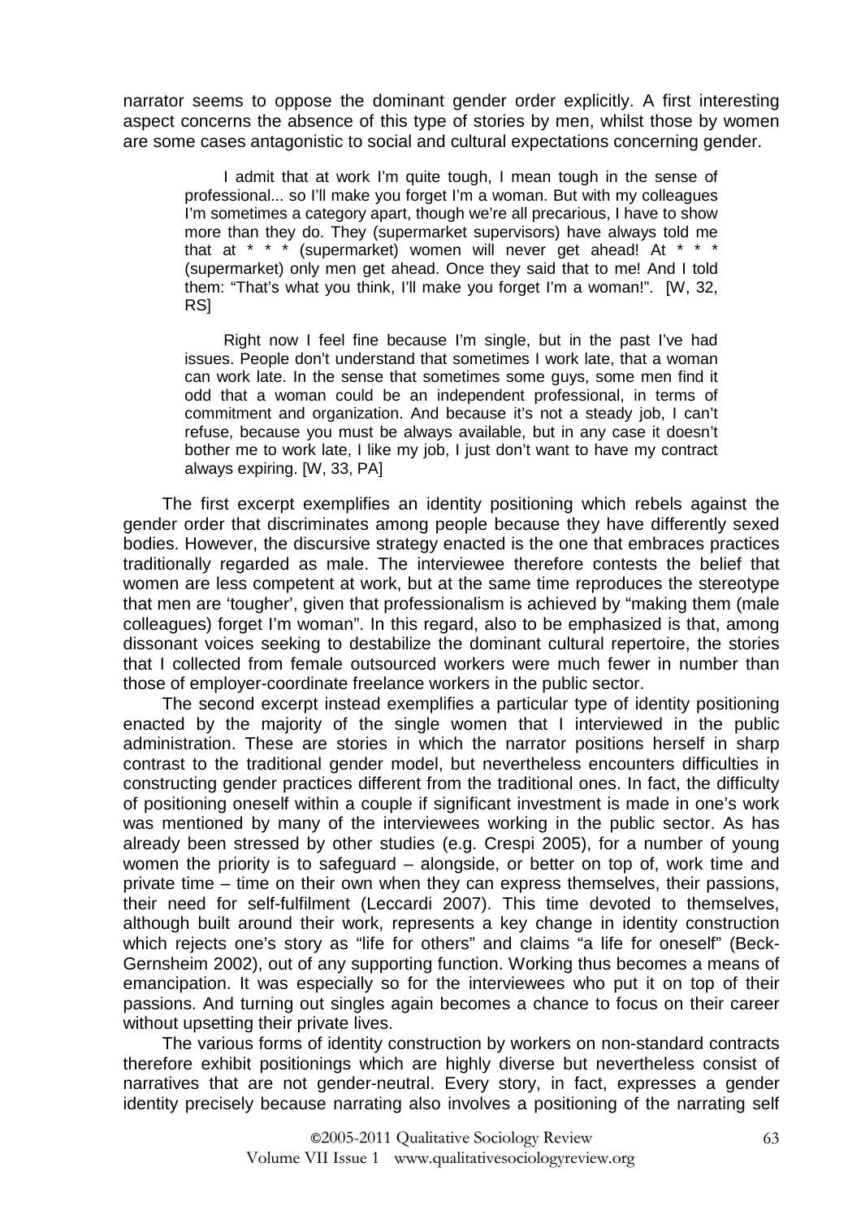narrator seems to oppose the dominant gender order explicitly. A first interesting aspect concerns the absence of this type of stories by men, whilst those by women are some cases antagonistic to social and cultural expectations concerning gender.

> I admit that at work I'm quite tough, I mean tough in the sense of professional... so I'll make you forget I'm a woman. But with my colleagues I'm sometimes a category apart, though we're all precarious, I have to show more than they do. They (supermarket supervisors) have always told me that at * * * (supermarket) women will never get ahead! At * * * (supermarket) only men get ahead. Once they said that to me! And I told them: "That's what you think, I'll make you forget I'm a woman!". [W, 32, RS]

> Right now I feel fine because I'm single, but in the past I've had issues. People don't understand that sometimes I work late, that a woman can work late. In the sense that sometimes some guys, some men find it odd that a woman could be an independent professional, in terms of commitment and organization. And because it's not a steady job, I can't refuse, because you must be always available, but in any case it doesn't bother me to work late, I like my job, I just don't want to have my contract always expiring. [W, 33, PA]

The first excerpt exemplifies an identity positioning which rebels against the gender order that discriminates among people because they have differently sexed bodies. However, the discursive strategy enacted is the one that embraces practices traditionally regarded as male. The interviewee therefore contests the belief that women are less competent at work, but at the same time reproduces the stereotype that men are 'tougher', given that professionalism is achieved by "making them (male colleagues) forget I'm woman". In this regard, also to be emphasized is that, among dissonant voices seeking to destabilize the dominant cultural repertoire, the stories that I collected from female outsourced workers were much fewer in number than those of employer-coordinate freelance workers in the public sector.

The second excerpt instead exemplifies a particular type of identity positioning enacted by the majority of the single women that I interviewed in the public administration. These are stories in which the narrator positions herself in sharp contrast to the traditional gender model, but nevertheless encounters difficulties in constructing gender practices different from the traditional ones. In fact, the difficulty of positioning oneself within a couple if significant investment is made in one's work was mentioned by many of the interviewees working in the public sector. As has already been stressed by other studies (e.g. Crespi 2005), for a number of young women the priority is to safeguard – alongside, or better on top of, work time and private time – time on their own when they can express themselves, their passions, their need for self-fulfilment (Leccardi 2007). This time devoted to themselves, although built around their work, represents a key change in identity construction which rejects one's story as "life for others" and claims "a life for oneself" (Beck-Gernsheim 2002), out of any supporting function. Working thus becomes a means of emancipation. It was especially so for the interviewees who put it on top of their passions. And turning out singles again becomes a chance to focus on their career without upsetting their private lives.

The various forms of identity construction by workers on non-standard contracts therefore exhibit positionings which are highly diverse but nevertheless consist of narratives that are not gender-neutral. Every story, in fact, expresses a gender identity precisely because narrating also involves a positioning of the narrating self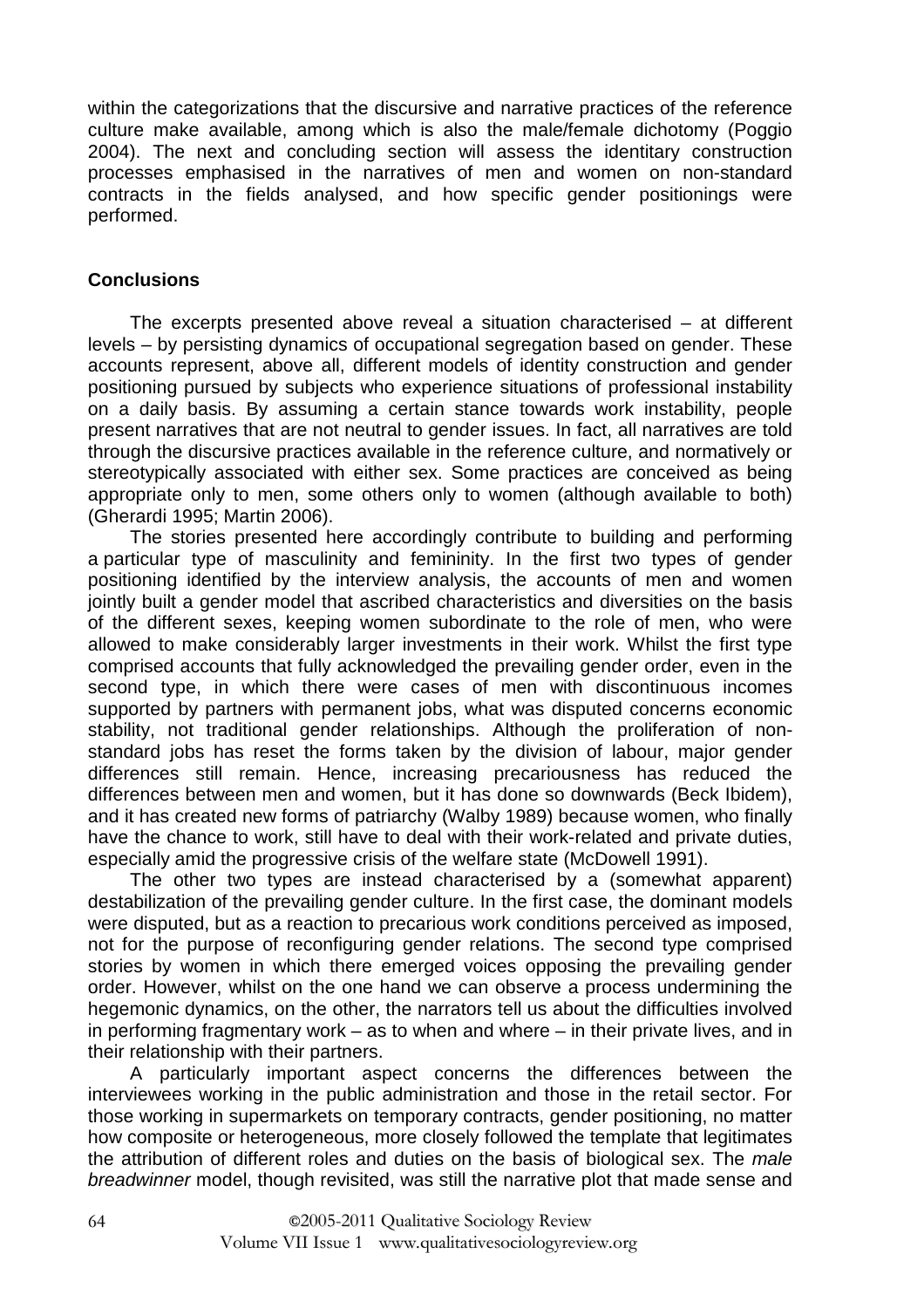within the categorizations that the discursive and narrative practices of the reference culture make available, among which is also the male/female dichotomy (Poggio 2004). The next and concluding section will assess the identitary construction processes emphasised in the narratives of men and women on non-standard contracts in the fields analysed, and how specific gender positionings were performed.

## Conclusions

The excerpts presented above reveal a situation characterised – at different levels – by persisting dynamics of occupational segregation based on gender. These accounts represent, above all, different models of identity construction and gender positioning pursued by subjects who experience situations of professional instability on a daily basis. By assuming a certain stance towards work instability, people present narratives that are not neutral to gender issues. In fact, all narratives are told through the discursive practices available in the reference culture, and normatively or stereotypically associated with either sex. Some practices are conceived as being appropriate only to men, some others only to women (although available to both) (Gherardi 1995; Martin 2006).

The stories presented here accordingly contribute to building and performing a particular type of masculinity and femininity. In the first two types of gender positioning identified by the interview analysis, the accounts of men and women jointly built a gender model that ascribed characteristics and diversities on the basis of the different sexes, keeping women subordinate to the role of men, who were allowed to make considerably larger investments in their work. Whilst the first type comprised accounts that fully acknowledged the prevailing gender order, even in the second type, in which there were cases of men with discontinuous incomes supported by partners with permanent jobs, what was disputed concerns economic stability, not traditional gender relationships. Although the proliferation of non-standard jobs has reset the forms taken by the division of labour, major gender differences still remain. Hence, increasing precariousness has reduced the differences between men and women, but it has done so downwards (Beck Ibidem), and it has created new forms of patriarchy (Walby 1989) because women, who finally have the chance to work, still have to deal with their work-related and private duties, especially amid the progressive crisis of the welfare state (McDowell 1991).

The other two types are instead characterised by a (somewhat apparent) destabilization of the prevailing gender culture. In the first case, the dominant models were disputed, but as a reaction to precarious work conditions perceived as imposed, not for the purpose of reconfiguring gender relations. The second type comprised stories by women in which there emerged voices opposing the prevailing gender order. However, whilst on the one hand we can observe a process undermining the hegemonic dynamics, on the other, the narrators tell us about the difficulties involved in performing fragmentary work – as to when and where – in their private lives, and in their relationship with their partners.

A particularly important aspect concerns the differences between the interviewees working in the public administration and those in the retail sector. For those working in supermarkets on temporary contracts, gender positioning, no matter how composite or heterogeneous, more closely followed the template that legitimates the attribution of different roles and duties on the basis of biological sex. The *male breadwinner* model, though revisited, was still the narrative plot that made sense and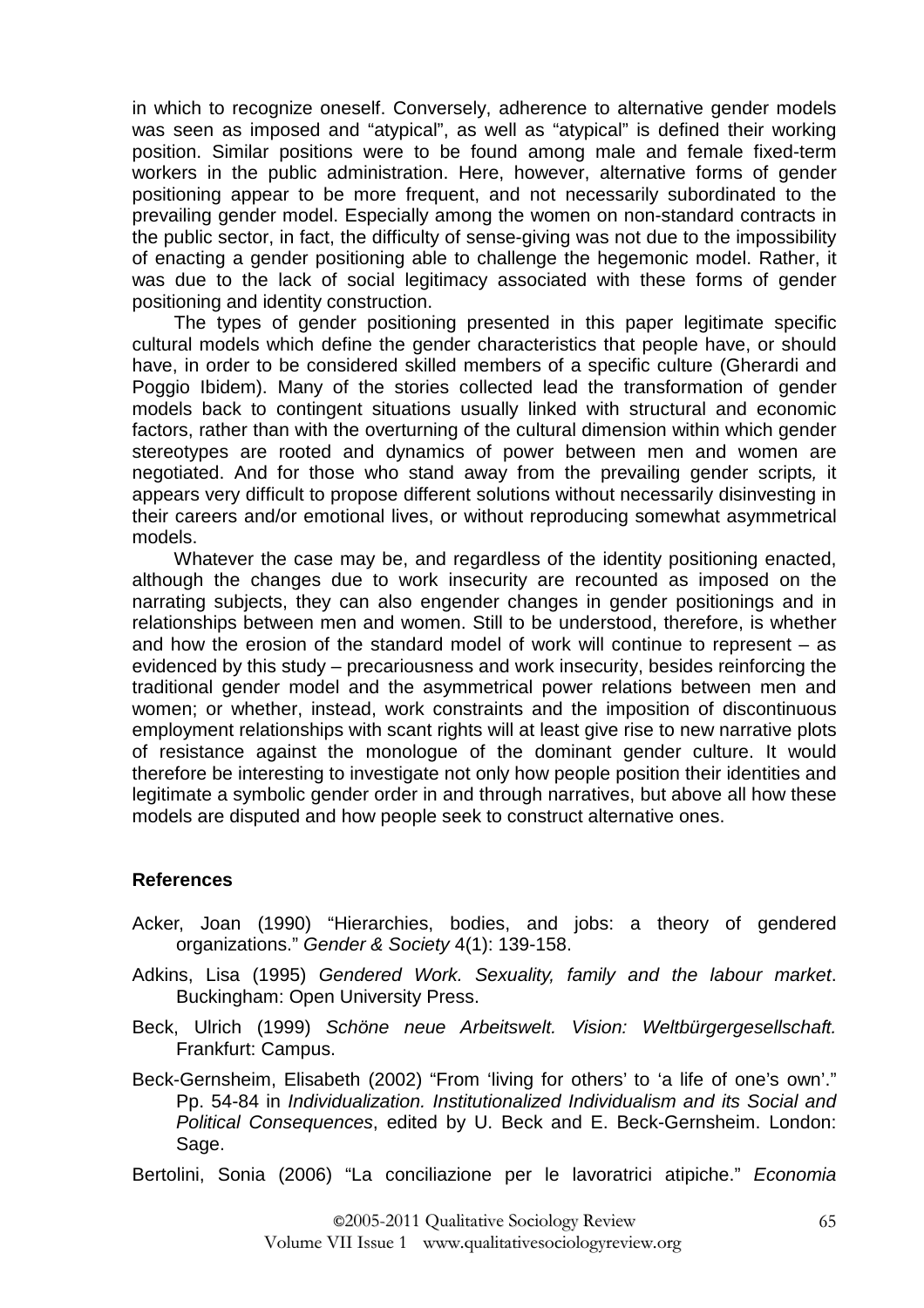in which to recognize oneself. Conversely, adherence to alternative gender models was seen as imposed and "atypical", as well as "atypical" is defined their working position. Similar positions were to be found among male and female fixed-term workers in the public administration. Here, however, alternative forms of gender positioning appear to be more frequent, and not necessarily subordinated to the prevailing gender model. Especially among the women on non-standard contracts in the public sector, in fact, the difficulty of sense-giving was not due to the impossibility of enacting a gender positioning able to challenge the hegemonic model. Rather, it was due to the lack of social legitimacy associated with these forms of gender positioning and identity construction.

The types of gender positioning presented in this paper legitimate specific cultural models which define the gender characteristics that people have, or should have, in order to be considered skilled members of a specific culture (Gherardi and Poggio Ibidem). Many of the stories collected lead the transformation of gender models back to contingent situations usually linked with structural and economic factors, rather than with the overturning of the cultural dimension within which gender stereotypes are rooted and dynamics of power between men and women are negotiated. And for those who stand away from the prevailing gender scripts*,* it appears very difficult to propose different solutions without necessarily disinvesting in their careers and/or emotional lives, or without reproducing somewhat asymmetrical models.

Whatever the case may be, and regardless of the identity positioning enacted, although the changes due to work insecurity are recounted as imposed on the narrating subjects, they can also engender changes in gender positionings and in relationships between men and women. Still to be understood, therefore, is whether and how the erosion of the standard model of work will continue to represent – as evidenced by this study – precariousness and work insecurity, besides reinforcing the traditional gender model and the asymmetrical power relations between men and women; or whether, instead, work constraints and the imposition of discontinuous employment relationships with scant rights will at least give rise to new narrative plots of resistance against the monologue of the dominant gender culture. It would therefore be interesting to investigate not only how people position their identities and legitimate a symbolic gender order in and through narratives, but above all how these models are disputed and how people seek to construct alternative ones.

## References

Acker, Joan (1990) "Hierarchies, bodies, and jobs: a theory of gendered organizations." *Gender & Society* 4(1): 139-158.

Adkins, Lisa (1995) *Gendered Work. Sexuality, family and the labour market*. Buckingham: Open University Press.

Beck, Ulrich (1999) *Schöne neue Arbeitswelt. Vision: Weltbürgergesellschaft.* Frankfurt: Campus.

Beck-Gernsheim, Elisabeth (2002) "From 'living for others' to 'a life of one's own'." Pp. 54-84 in *Individualization. Institutionalized Individualism and its Social and Political Consequences*, edited by U. Beck and E. Beck-Gernsheim. London: Sage.

Bertolini, Sonia (2006) "La conciliazione per le lavoratrici atipiche." *Economia*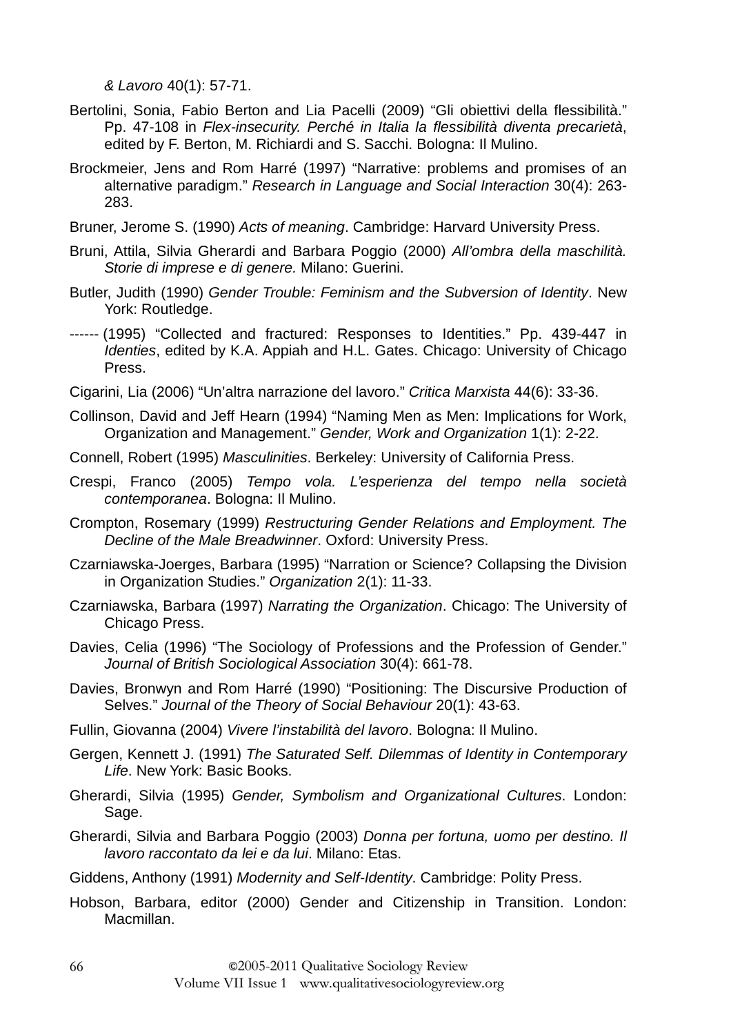*& Lavoro* 40(1): 57-71.

Bertolini, Sonia, Fabio Berton and Lia Pacelli (2009) “Gli obiettivi della flessibilità.” Pp. 47-108 in *Flex-insecurity. Perché in Italia la flessibilità diventa precarietà*, edited by F. Berton, M. Richiardi and S. Sacchi. Bologna: Il Mulino.

Brockmeier, Jens and Rom Harré (1997) “Narrative: problems and promises of an alternative paradigm.” *Research in Language and Social Interaction* 30(4): 263-283.

Bruner, Jerome S. (1990) *Acts of meaning*. Cambridge: Harvard University Press.

Bruni, Attila, Silvia Gherardi and Barbara Poggio (2000) *All’ombra della maschilità. Storie di imprese e di genere.* Milano: Guerini.

Butler, Judith (1990) *Gender Trouble: Feminism and the Subversion of Identity*. New York: Routledge.

------ (1995) “Collected and fractured: Responses to Identities.” Pp. 439-447 in *Identies*, edited by K.A. Appiah and H.L. Gates. Chicago: University of Chicago Press.

Cigarini, Lia (2006) “Un’altra narrazione del lavoro.” *Critica Marxista* 44(6): 33-36.

Collinson, David and Jeff Hearn (1994) “Naming Men as Men: Implications for Work, Organization and Management.” *Gender, Work and Organization* 1(1): 2-22.

Connell, Robert (1995) *Masculinities*. Berkeley: University of California Press.

Crespi, Franco (2005) *Tempo vola. L’esperienza del tempo nella società contemporanea*. Bologna: Il Mulino.

Crompton, Rosemary (1999) *Restructuring Gender Relations and Employment. The Decline of the Male Breadwinner*. Oxford: University Press.

Czarniawska-Joerges, Barbara (1995) “Narration or Science? Collapsing the Division in Organization Studies.” *Organization* 2(1): 11-33.

Czarniawska, Barbara (1997) *Narrating the Organization*. Chicago: The University of Chicago Press.

Davies, Celia (1996) “The Sociology of Professions and the Profession of Gender.” *Journal of British Sociological Association* 30(4): 661-78.

Davies, Bronwyn and Rom Harré (1990) “Positioning: The Discursive Production of Selves.” *Journal of the Theory of Social Behaviour* 20(1): 43-63.

Fullin, Giovanna (2004) *Vivere l’instabilità del lavoro*. Bologna: Il Mulino.

Gergen, Kennett J. (1991) *The Saturated Self. Dilemmas of Identity in Contemporary Life*. New York: Basic Books.

Gherardi, Silvia (1995) *Gender, Symbolism and Organizational Cultures*. London: Sage.

Gherardi, Silvia and Barbara Poggio (2003) *Donna per fortuna, uomo per destino. Il lavoro raccontato da lei e da lui*. Milano: Etas.

Giddens, Anthony (1991) *Modernity and Self-Identity*. Cambridge: Polity Press.

Hobson, Barbara, editor (2000) Gender and Citizenship in Transition. London: Macmillan.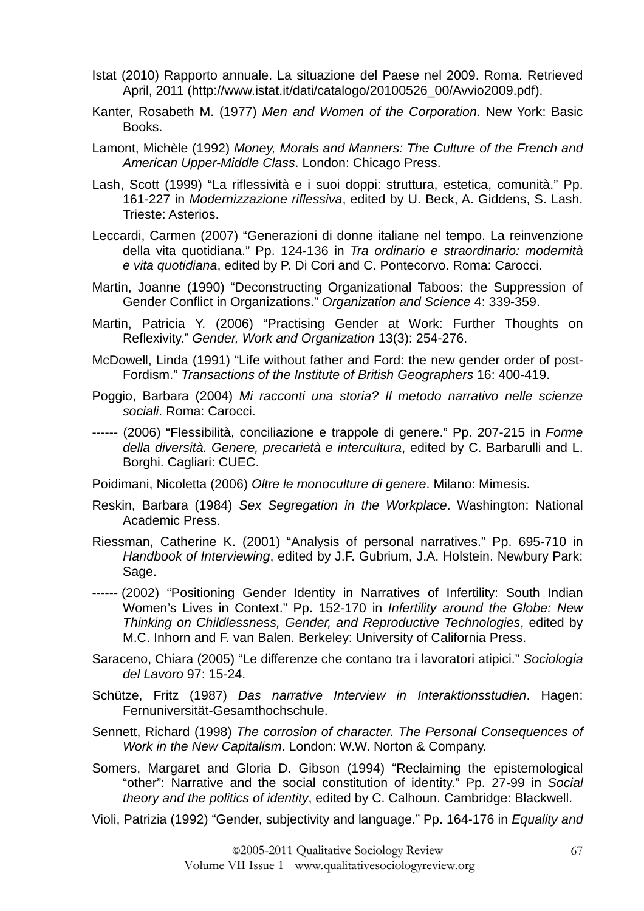Istat (2010) Rapporto annuale. La situazione del Paese nel 2009. Roma. Retrieved April, 2011 (http://www.istat.it/dati/catalogo/20100526_00/Avvio2009.pdf).

Kanter, Rosabeth M. (1977) *Men and Women of the Corporation*. New York: Basic Books.

Lamont, Michèle (1992) *Money, Morals and Manners: The Culture of the French and American Upper-Middle Class*. London: Chicago Press.

Lash, Scott (1999) "La riflessività e i suoi doppi: struttura, estetica, comunità." Pp. 161-227 in *Modernizzazione riflessiva*, edited by U. Beck, A. Giddens, S. Lash. Trieste: Asterios.

Leccardi, Carmen (2007) "Generazioni di donne italiane nel tempo. La reinvenzione della vita quotidiana." Pp. 124-136 in *Tra ordinario e straordinario: modernità e vita quotidiana*, edited by P. Di Cori and C. Pontecorvo. Roma: Carocci.

Martin, Joanne (1990) "Deconstructing Organizational Taboos: the Suppression of Gender Conflict in Organizations." *Organization and Science* 4: 339-359.

Martin, Patricia Y. (2006) "Practising Gender at Work: Further Thoughts on Reflexivity." *Gender, Work and Organization* 13(3): 254-276.

McDowell, Linda (1991) "Life without father and Ford: the new gender order of post-Fordism." *Transactions of the Institute of British Geographers* 16: 400-419.

Poggio, Barbara (2004) *Mi racconti una storia? Il metodo narrativo nelle scienze sociali*. Roma: Carocci.

------ (2006) "Flessibilità, conciliazione e trappole di genere." Pp. 207-215 in *Forme della diversità. Genere, precarietà e intercultura*, edited by C. Barbarulli and L. Borghi. Cagliari: CUEC.

Poidimani, Nicoletta (2006) *Oltre le monoculture di genere*. Milano: Mimesis.

Reskin, Barbara (1984) *Sex Segregation in the Workplace*. Washington: National Academic Press.

Riessman, Catherine K. (2001) "Analysis of personal narratives." Pp. 695-710 in *Handbook of Interviewing*, edited by J.F. Gubrium, J.A. Holstein. Newbury Park: Sage.

------ (2002) "Positioning Gender Identity in Narratives of Infertility: South Indian Women's Lives in Context." Pp. 152-170 in *Infertility around the Globe: New Thinking on Childlessness, Gender, and Reproductive Technologies*, edited by M.C. Inhorn and F. van Balen. Berkeley: University of California Press.

Saraceno, Chiara (2005) "Le differenze che contano tra i lavoratori atipici." *Sociologia del Lavoro* 97: 15-24.

Schütze, Fritz (1987) *Das narrative Interview in Interaktionsstudien*. Hagen: Fernuniversität-Gesamthochschule.

Sennett, Richard (1998) *The corrosion of character. The Personal Consequences of Work in the New Capitalism*. London: W.W. Norton & Company.

Somers, Margaret and Gloria D. Gibson (1994) "Reclaiming the epistemological "other": Narrative and the social constitution of identity." Pp. 27-99 in *Social theory and the politics of identity*, edited by C. Calhoun. Cambridge: Blackwell.

Violi, Patrizia (1992) "Gender, subjectivity and language." Pp. 164-176 in *Equality and*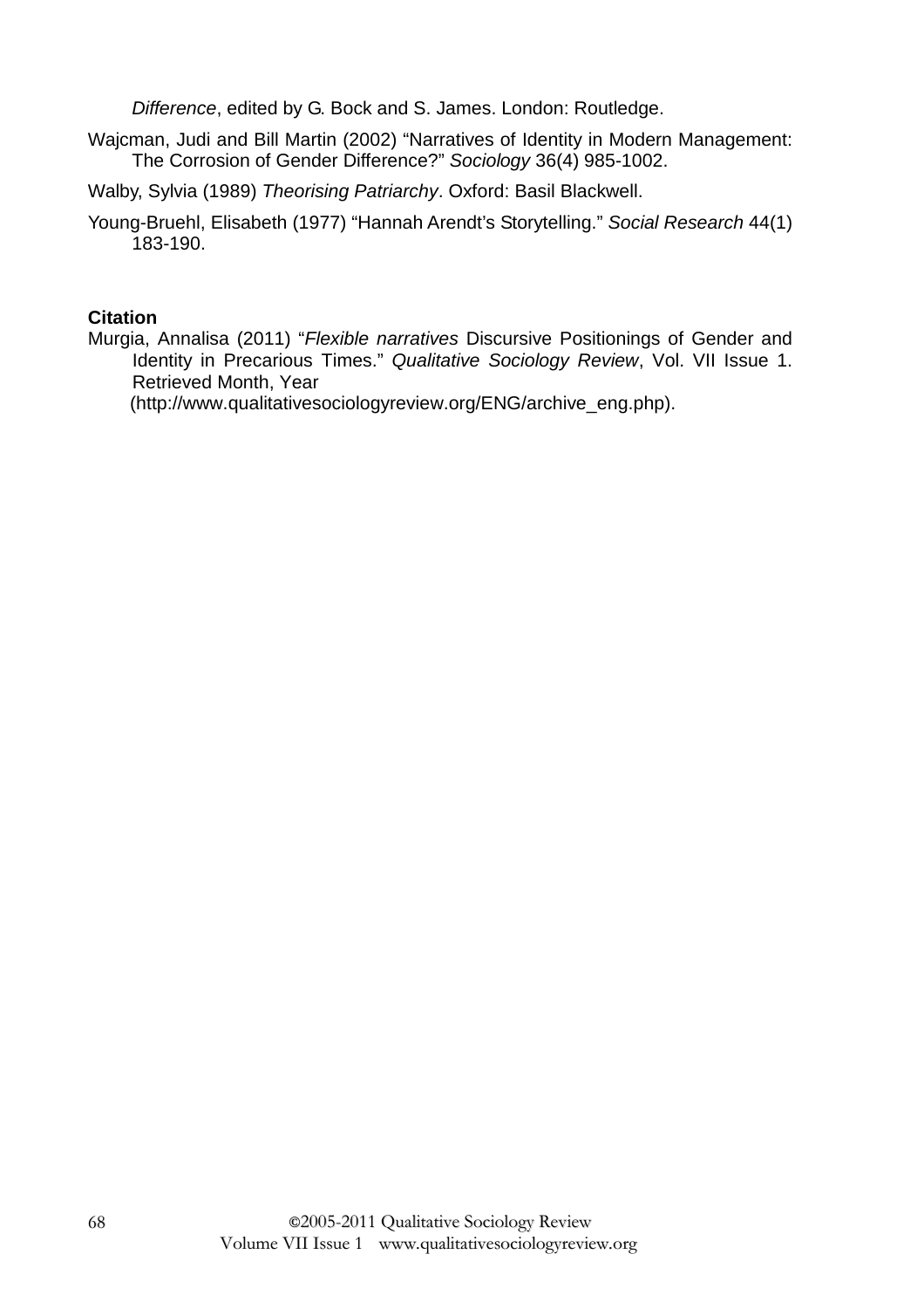Difference*, edited by G. Bock and S. James. London: Routledge.

Wajcman, Judi and Bill Martin (2002) "Narratives of Identity in Modern Management: The Corrosion of Gender Difference?" *Sociology* 36(4) 985-1002.

Walby, Sylvia (1989) *Theorising Patriarchy*. Oxford: Basil Blackwell.

Young-Bruehl, Elisabeth (1977) "Hannah Arendt's Storytelling." *Social Research* 44(1) 183-190.

**Citation**

Murgia, Annalisa (2011) "*Flexible narratives* Discursive Positionings of Gender and Identity in Precarious Times." *Qualitative Sociology Review*, Vol. VII Issue 1. Retrieved Month, Year (http://www.qualitativesociologyreview.org/ENG/archive_eng.php).